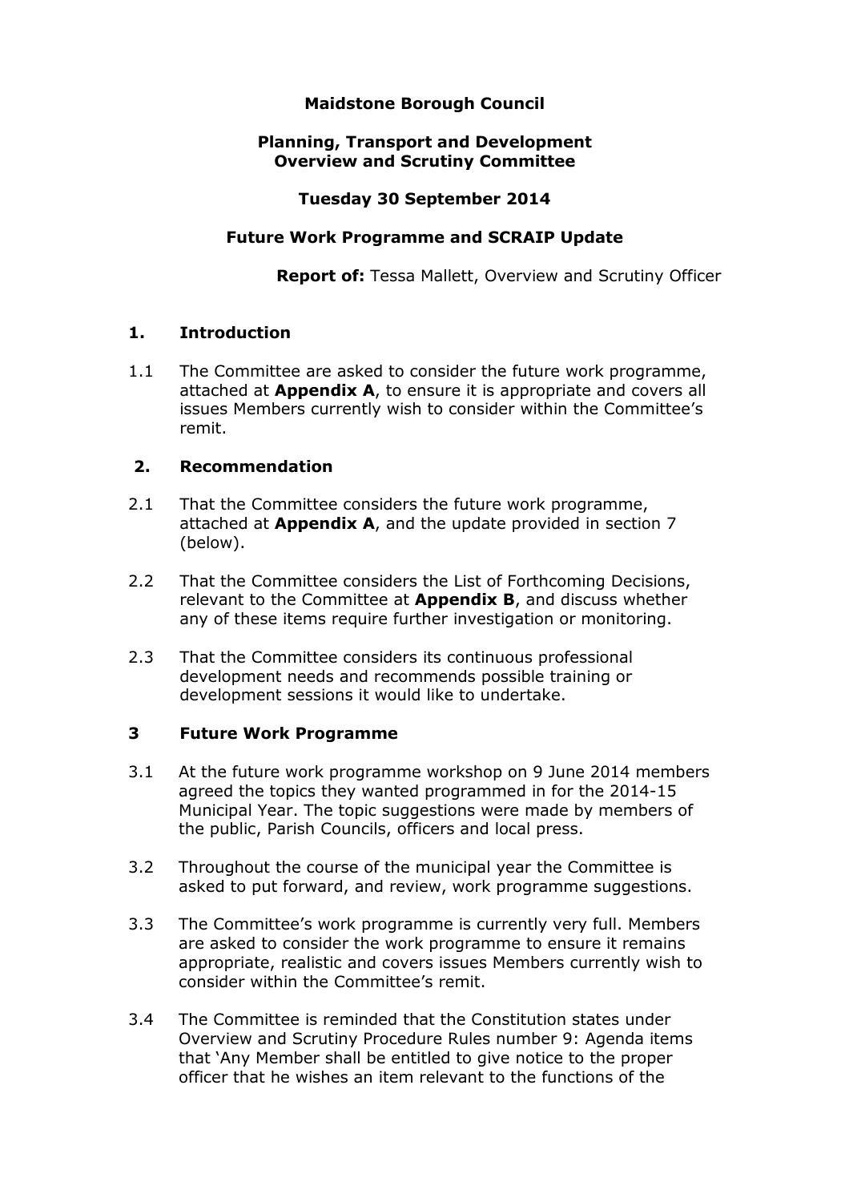**Maidstone Borough Council**

**Planning, Transport and Development Overview and Scrutiny Committee**

**Tuesday 30 September 2014**

**Future Work Programme and SCRAIP Update**

**Report of:** Tessa Mallett, Overview and Scrutiny Officer

## 1. Introduction

1.1 The Committee are asked to consider the future work programme, attached at **Appendix A**, to ensure it is appropriate and covers all issues Members currently wish to consider within the Committee's remit.

## 2. Recommendation

2.1 That the Committee considers the future work programme, attached at **Appendix A**, and the update provided in section 7 (below).

2.2 That the Committee considers the List of Forthcoming Decisions, relevant to the Committee at **Appendix B**, and discuss whether any of these items require further investigation or monitoring.

2.3 That the Committee considers its continuous professional development needs and recommends possible training or development sessions it would like to undertake.

## 3 Future Work Programme

3.1 At the future work programme workshop on 9 June 2014 members agreed the topics they wanted programmed in for the 2014-15 Municipal Year. The topic suggestions were made by members of the public, Parish Councils, officers and local press.

3.2 Throughout the course of the municipal year the Committee is asked to put forward, and review, work programme suggestions.

3.3 The Committee's work programme is currently very full. Members are asked to consider the work programme to ensure it remains appropriate, realistic and covers issues Members currently wish to consider within the Committee's remit.

3.4 The Committee is reminded that the Constitution states under Overview and Scrutiny Procedure Rules number 9: Agenda items that 'Any Member shall be entitled to give notice to the proper officer that he wishes an item relevant to the functions of the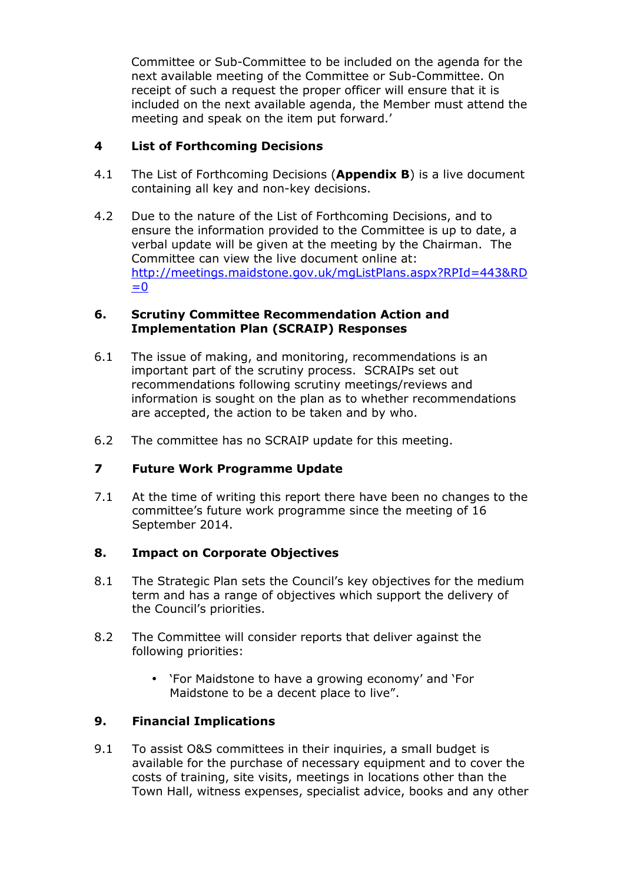Committee or Sub-Committee to be included on the agenda for the next available meeting of the Committee or Sub-Committee. On receipt of such a request the proper officer will ensure that it is included on the next available agenda, the Member must attend the meeting and speak on the item put forward.'

## 4 List of Forthcoming Decisions

4.1 The List of Forthcoming Decisions (**Appendix B**) is a live document containing all key and non-key decisions.

4.2 Due to the nature of the List of Forthcoming Decisions, and to ensure the information provided to the Committee is up to date, a verbal update will be given at the meeting by the Chairman. The Committee can view the live document online at: [http://meetings.maidstone.gov.uk/mgListPlans.aspx?RPId=443&RD=0](http://meetings.maidstone.gov.uk/mgListPlans.aspx?RPId=443&RD=0)

## 6. Scrutiny Committee Recommendation Action and Implementation Plan (SCRAIP) Responses

6.1 The issue of making, and monitoring, recommendations is an important part of the scrutiny process. SCRAIPs set out recommendations following scrutiny meetings/reviews and information is sought on the plan as to whether recommendations are accepted, the action to be taken and by who.

6.2 The committee has no SCRAIP update for this meeting.

## 7 Future Work Programme Update

7.1 At the time of writing this report there have been no changes to the committee's future work programme since the meeting of 16 September 2014.

## 8. Impact on Corporate Objectives

8.1 The Strategic Plan sets the Council's key objectives for the medium term and has a range of objectives which support the delivery of the Council's priorities.

8.2 The Committee will consider reports that deliver against the following priorities:

- 'For Maidstone to have a growing economy' and 'For Maidstone to be a decent place to live".

## 9. Financial Implications

9.1 To assist O&S committees in their inquiries, a small budget is available for the purchase of necessary equipment and to cover the costs of training, site visits, meetings in locations other than the Town Hall, witness expenses, specialist advice, books and any other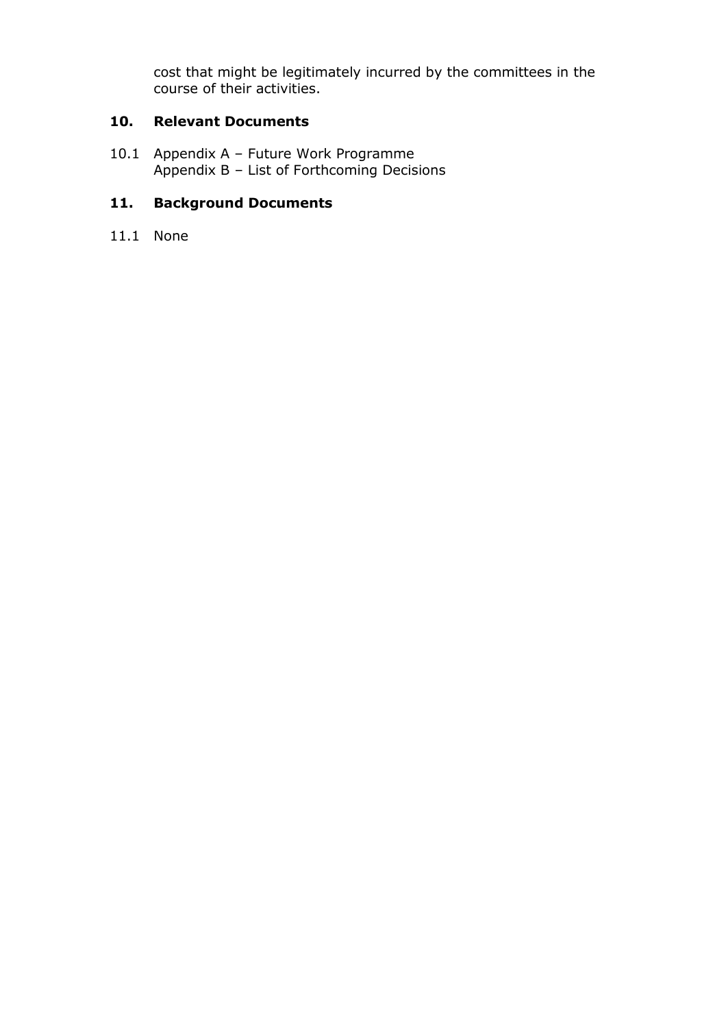cost that might be legitimately incurred by the committees in the course of their activities.

## 10. Relevant Documents

10.1 Appendix A – Future Work Programme
Appendix B – List of Forthcoming Decisions

## 11. Background Documents

11.1 None